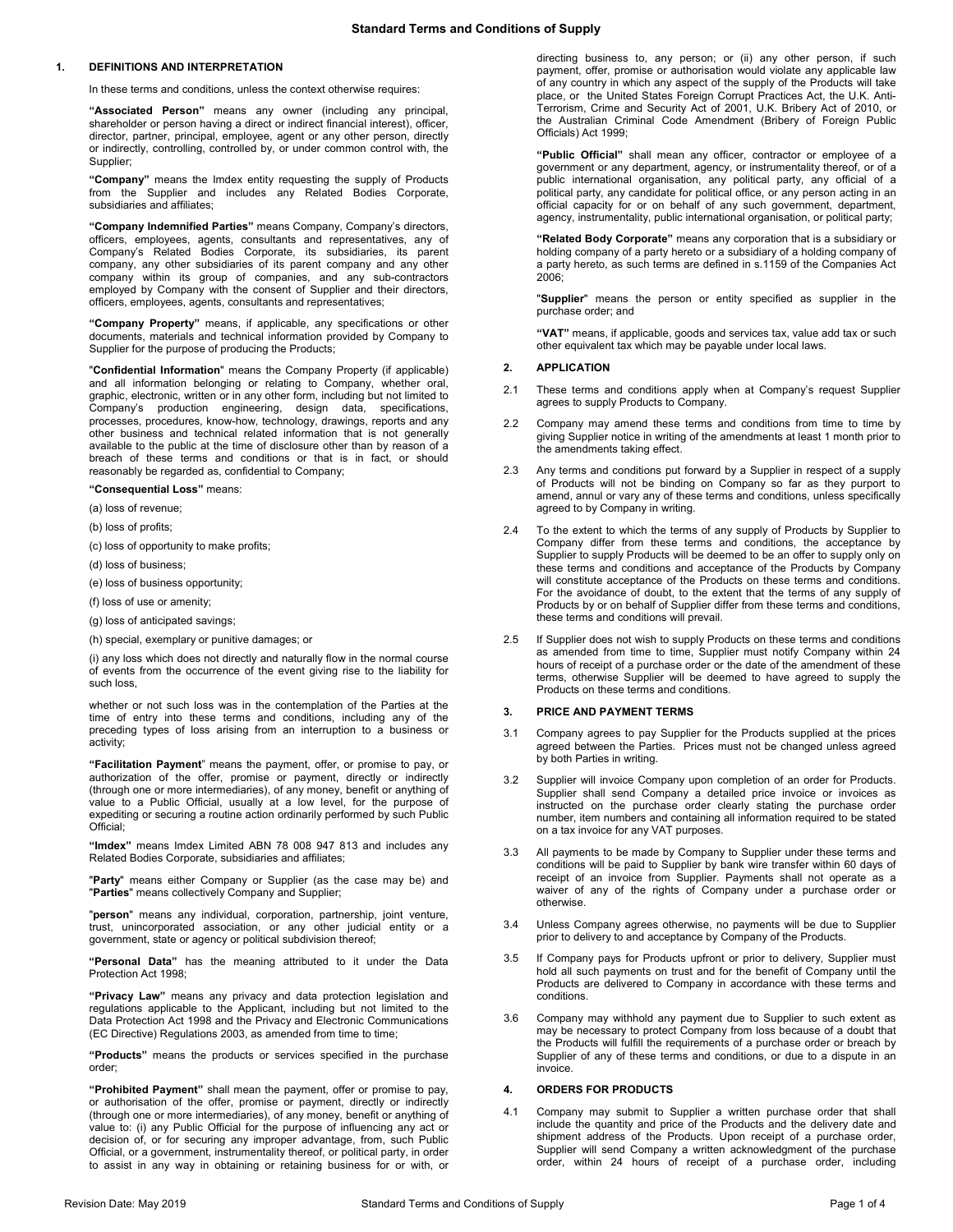# Standard Terms and Conditions of Supply

## 1. DEFINITIONS AND INTERPRETATION

In these terms and conditions, unless the context otherwise requires:

**"Associated Person"** means any owner (including any principal, shareholder or person having a direct or indirect financial interest), officer, director, partner, principal, employee, agent or any other person, directly or indirectly, controlling, controlled by, or under common control with, the Supplier;

**"Company"** means the Imdex entity requesting the supply of Products from the Supplier and includes any Related Bodies Corporate, subsidiaries and affiliates;

**"Company Indemnified Parties"** means Company, Company's directors, officers, employees, agents, consultants and representatives, any of Company's Related Bodies Corporate, its subsidiaries, its parent company, any other subsidiaries of its parent company and any other company within its group of companies, and any sub-contractors employed by Company with the consent of Supplier and their directors, officers, employees, agents, consultants and representatives;

**"Company Property"** means, if applicable, any specifications or other documents, materials and technical information provided by Company to Supplier for the purpose of producing the Products;

"**Confidential Information**" means the Company Property (if applicable) and all information belonging or relating to Company, whether oral, graphic, electronic, written or in any other form, including but not limited to Company's production engineering, design data, specifications, processes, procedures, know-how, technology, drawings, reports and any other business and technical related information that is not generally available to the public at the time of disclosure other than by reason of a breach of these terms and conditions or that is in fact, or should reasonably be regarded as, confidential to Company;

**"Consequential Loss"** means:

(a) loss of revenue;

(b) loss of profits;

(c) loss of opportunity to make profits;

(d) loss of business;

(e) loss of business opportunity;

(f) loss of use or amenity;

(g) loss of anticipated savings;

(h) special, exemplary or punitive damages; or

(i) any loss which does not directly and naturally flow in the normal course of events from the occurrence of the event giving rise to the liability for such loss,

whether or not such loss was in the contemplation of the Parties at the time of entry into these terms and conditions, including any of the preceding types of loss arising from an interruption to a business or activity;

**"Facilitation Payment"** means the payment, offer, or promise to pay, or authorization of the offer, promise or payment, directly or indirectly (through one or more intermediaries), of any money, benefit or anything of value to a Public Official, usually at a low level, for the purpose of expediting or securing a routine action ordinarily performed by such Public Official;

**"Imdex"** means Imdex Limited ABN 78 008 947 813 and includes any Related Bodies Corporate, subsidiaries and affiliates;

"**Party**" means either Company or Supplier (as the case may be) and "**Parties**" means collectively Company and Supplier;

"**person**" means any individual, corporation, partnership, joint venture, trust, unincorporated association, or any other judicial entity or a government, state or agency or political subdivision thereof;

**"Personal Data"** has the meaning attributed to it under the Data Protection Act 1998;

**"Privacy Law"** means any privacy and data protection legislation and regulations applicable to the Applicant, including but not limited to the Data Protection Act 1998 and the Privacy and Electronic Communications (EC Directive) Regulations 2003, as amended from time to time;

**"Products"** means the products or services specified in the purchase order;

**"Prohibited Payment"** shall mean the payment, offer or promise to pay, or authorisation of the offer, promise or payment, directly or indirectly (through one or more intermediaries), of any money, benefit or anything of value to: (i) any Public Official for the purpose of influencing any act or decision of, or for securing any improper advantage, from, such Public Official, or a government, instrumentality thereof, or political party, in order to assist in any way in obtaining or retaining business for or with, or directing business to, any person; or (ii) any other person, if such payment, offer, promise or authorisation would violate any applicable law of any country in which any aspect of the supply of the Products will take place, or the United States Foreign Corrupt Practices Act, the U.K. Anti-Terrorism, Crime and Security Act of 2001, U.K. Bribery Act of 2010, or the Australian Criminal Code Amendment (Bribery of Foreign Public Officials) Act 1999;

**"Public Official"** shall mean any officer, contractor or employee of a government or any department, agency, or instrumentality thereof, or of a public international organisation, any political party, any official of a political party, any candidate for political office, or any person acting in an official capacity for or on behalf of any such government, department, agency, instrumentality, public international organisation, or political party;

**"Related Body Corporate"** means any corporation that is a subsidiary or holding company of a party hereto or a subsidiary of a holding company of a party hereto, as such terms are defined in s.1159 of the Companies Act 2006;

"**Supplier**" means the person or entity specified as supplier in the purchase order; and

**"VAT"** means, if applicable, goods and services tax, value add tax or such other equivalent tax which may be payable under local laws.

## 2. APPLICATION

2.1 These terms and conditions apply when at Company's request Supplier agrees to supply Products to Company.

2.2 Company may amend these terms and conditions from time to time by giving Supplier notice in writing of the amendments at least 1 month prior to the amendments taking effect.

2.3 Any terms and conditions put forward by a Supplier in respect of a supply of Products will not be binding on Company so far as they purport to amend, annul or vary any of these terms and conditions, unless specifically agreed to by Company in writing.

2.4 To the extent to which the terms of any supply of Products by Supplier to Company differ from these terms and conditions, the acceptance by Supplier to supply Products will be deemed to be an offer to supply only on these terms and conditions and acceptance of the Products by Company will constitute acceptance of the Products on these terms and conditions. For the avoidance of doubt, to the extent that the terms of any supply of Products by or on behalf of Supplier differ from these terms and conditions, these terms and conditions will prevail.

2.5 If Supplier does not wish to supply Products on these terms and conditions as amended from time to time, Supplier must notify Company within 24 hours of receipt of a purchase order or the date of the amendment of these terms, otherwise Supplier will be deemed to have agreed to supply the Products on these terms and conditions.

## 3. PRICE AND PAYMENT TERMS

3.1 Company agrees to pay Supplier for the Products supplied at the prices agreed between the Parties. Prices must not be changed unless agreed by both Parties in writing.

3.2 Supplier will invoice Company upon completion of an order for Products. Supplier shall send Company a detailed price invoice or invoices as instructed on the purchase order clearly stating the purchase order number, item numbers and containing all information required to be stated on a tax invoice for any VAT purposes.

3.3 All payments to be made by Company to Supplier under these terms and conditions will be paid to Supplier by bank wire transfer within 60 days of receipt of an invoice from Supplier. Payments shall not operate as a waiver of any of the rights of Company under a purchase order or otherwise.

3.4 Unless Company agrees otherwise, no payments will be due to Supplier prior to delivery to and acceptance by Company of the Products.

3.5 If Company pays for Products upfront or prior to delivery, Supplier must hold all such payments on trust and for the benefit of Company until the Products are delivered to Company in accordance with these terms and conditions.

3.6 Company may withhold any payment due to Supplier to such extent as may be necessary to protect Company from loss because of a doubt that the Products will fulfill the requirements of a purchase order or breach by Supplier of any of these terms and conditions, or due to a dispute in an invoice.

## 4. ORDERS FOR PRODUCTS

4.1 Company may submit to Supplier a written purchase order that shall include the quantity and price of the Products and the delivery date and shipment address of the Products. Upon receipt of a purchase order, Supplier will send Company a written acknowledgment of the purchase order, within 24 hours of receipt of a purchase order, including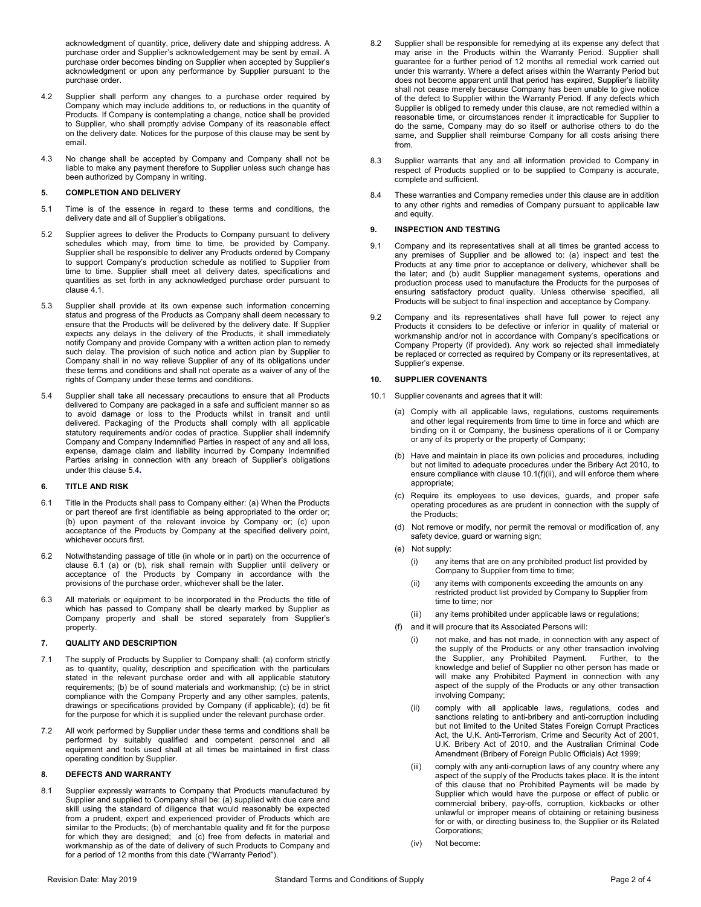acknowledgment of quantity, price, delivery date and shipping address. A purchase order and Supplier's acknowledgement may be sent by email. A purchase order becomes binding on Supplier when accepted by Supplier's acknowledgment or upon any performance by Supplier pursuant to the purchase order.

4.2 Supplier shall perform any changes to a purchase order required by Company which may include additions to, or reductions in the quantity of Products. If Company is contemplating a change, notice shall be provided to Supplier, who shall promptly advise Company of its reasonable effect on the delivery date. Notices for the purpose of this clause may be sent by email.

4.3 No change shall be accepted by Company and Company shall not be liable to make any payment therefore to Supplier unless such change has been authorized by Company in writing.

## 5. COMPLETION AND DELIVERY

5.1 Time is of the essence in regard to these terms and conditions, the delivery date and all of Supplier's obligations.

5.2 Supplier agrees to deliver the Products to Company pursuant to delivery schedules which may, from time to time, be provided by Company. Supplier shall be responsible to deliver any Products ordered by Company to support Company's production schedule as notified to Supplier from time to time. Supplier shall meet all delivery dates, specifications and quantities as set forth in any acknowledged purchase order pursuant to clause 4.1.

5.3 Supplier shall provide at its own expense such information concerning status and progress of the Products as Company shall deem necessary to ensure that the Products will be delivered by the delivery date. If Supplier expects any delays in the delivery of the Products, it shall immediately notify Company and provide Company with a written action plan to remedy such delay. The provision of such notice and action plan by Supplier to Company shall in no way relieve Supplier of any of its obligations under these terms and conditions and shall not operate as a waiver of any of the rights of Company under these terms and conditions.

5.4 Supplier shall take all necessary precautions to ensure that all Products delivered to Company are packaged in a safe and sufficient manner so as to avoid damage or loss to the Products whilst in transit and until delivered. Packaging of the Products shall comply with all applicable statutory requirements and/or codes of practice. Supplier shall indemnify Company and Company Indemnified Parties in respect of any and all loss, expense, damage claim and liability incurred by Company Indemnified Parties arising in connection with any breach of Supplier's obligations under this clause 5.4**.**

## 6. TITLE AND RISK

6.1 Title in the Products shall pass to Company either: (a) When the Products or part thereof are first identifiable as being appropriated to the order or; (b) upon payment of the relevant invoice by Company or; (c) upon acceptance of the Products by Company at the specified delivery point, whichever occurs first.

6.2 Notwithstanding passage of title (in whole or in part) on the occurrence of clause 6.1 (a) or (b), risk shall remain with Supplier until delivery or acceptance of the Products by Company in accordance with the provisions of the purchase order, whichever shall be the later.

6.3 All materials or equipment to be incorporated in the Products the title of which has passed to Company shall be clearly marked by Supplier as Company property and shall be stored separately from Supplier's property.

## 7. QUALITY AND DESCRIPTION

7.1 The supply of Products by Supplier to Company shall: (a) conform strictly as to quantity, quality, description and specification with the particulars stated in the relevant purchase order and with all applicable statutory requirements; (b) be of sound materials and workmanship; (c) be in strict compliance with the Company Property and any other samples, patents, drawings or specifications provided by Company (if applicable); (d) be fit for the purpose for which it is supplied under the relevant purchase order.

7.2 All work performed by Supplier under these terms and conditions shall be performed by suitably qualified and competent personnel and all equipment and tools used shall at all times be maintained in first class operating condition by Supplier.

## 8. DEFECTS AND WARRANTY

8.1 Supplier expressly warrants to Company that Products manufactured by Supplier and supplied to Company shall be: (a) supplied with due care and skill using the standard of diligence that would reasonably be expected from a prudent, expert and experienced provider of Products which are similar to the Products; (b) of merchantable quality and fit for the purpose for which they are designed; and (c) free from defects in material and workmanship as of the date of delivery of such Products to Company and for a period of 12 months from this date ("Warranty Period").

8.2 Supplier shall be responsible for remedying at its expense any defect that may arise in the Products within the Warranty Period. Supplier shall guarantee for a further period of 12 months all remedial work carried out under this warranty. Where a defect arises within the Warranty Period but does not become apparent until that period has expired, Supplier's liability shall not cease merely because Company has been unable to give notice of the defect to Supplier within the Warranty Period. If any defects which Supplier is obliged to remedy under this clause, are not remedied within a reasonable time, or circumstances render it impracticable for Supplier to do the same, Company may do so itself or authorise others to do the same, and Supplier shall reimburse Company for all costs arising there from.

8.3 Supplier warrants that any and all information provided to Company in respect of Products supplied or to be supplied to Company is accurate, complete and sufficient.

8.4 These warranties and Company remedies under this clause are in addition to any other rights and remedies of Company pursuant to applicable law and equity.

## 9. INSPECTION AND TESTING

9.1 Company and its representatives shall at all times be granted access to any premises of Supplier and be allowed to: (a) inspect and test the Products at any time prior to acceptance or delivery, whichever shall be the later; and (b) audit Supplier management systems, operations and production process used to manufacture the Products for the purposes of ensuring satisfactory product quality. Unless otherwise specified, all Products will be subject to final inspection and acceptance by Company.

9.2 Company and its representatives shall have full power to reject any Products it considers to be defective or inferior in quality of material or workmanship and/or not in accordance with Company's specifications or Company Property (if provided). Any work so rejected shall immediately be replaced or corrected as required by Company or its representatives, at Supplier's expense.

## 10. SUPPLIER COVENANTS

10.1 Supplier covenants and agrees that it will:

(a) Comply with all applicable laws, regulations, customs requirements and other legal requirements from time to time in force and which are binding on it or Company, the business operations of it or Company or any of its property or the property of Company;

(b) Have and maintain in place its own policies and procedures, including but not limited to adequate procedures under the Bribery Act 2010, to ensure compliance with clause 10.1(f)(ii), and will enforce them where appropriate;

(c) Require its employees to use devices, guards, and proper safe operating procedures as are prudent in connection with the supply of the Products;

(d) Not remove or modify, nor permit the removal or modification of, any safety device, guard or warning sign;

(e) Not supply:

  (i) any items that are on any prohibited product list provided by Company to Supplier from time to time;

  (ii) any items with components exceeding the amounts on any restricted product list provided by Company to Supplier from time to time; nor

  (iii) any items prohibited under applicable laws or regulations;

(f) and it will procure that its Associated Persons will:

  (i) not make, and has not made, in connection with any aspect of the supply of the Products or any other transaction involving the Supplier, any Prohibited Payment. Further, to the knowledge and belief of Supplier no other person has made or will make any Prohibited Payment in connection with any aspect of the supply of the Products or any other transaction involving Company;

  (ii) comply with all applicable laws, regulations, codes and sanctions relating to anti-bribery and anti-corruption including but not limited to the United States Foreign Corrupt Practices Act, the U.K. Anti-Terrorism, Crime and Security Act of 2001, U.K. Bribery Act of 2010, and the Australian Criminal Code Amendment (Bribery of Foreign Public Officials) Act 1999;

  (iii) comply with any anti-corruption laws of any country where any aspect of the supply of the Products takes place. It is the intent of this clause that no Prohibited Payments will be made by Supplier which would have the purpose or effect of public or commercial bribery, pay-offs, corruption, kickbacks or other unlawful or improper means of obtaining or retaining business for or with, or directing business to, the Supplier or its Related Corporations;

  (iv) Not become: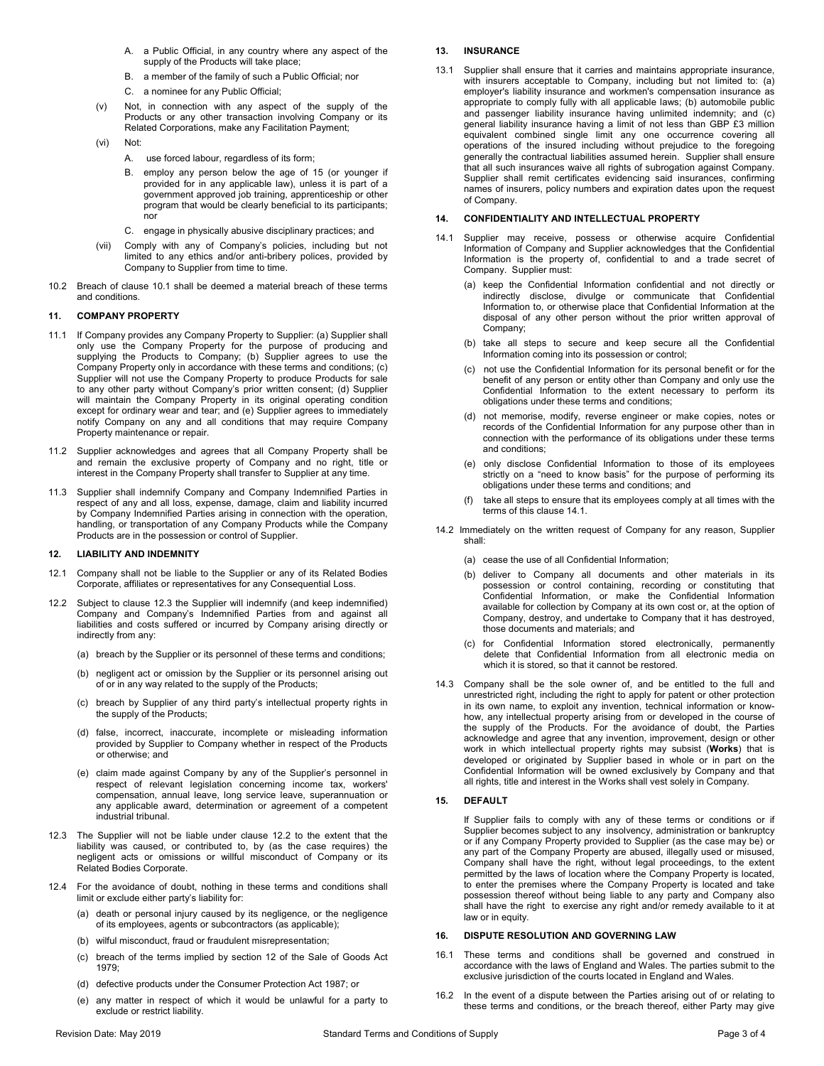A. a Public Official, in any country where any aspect of the supply of the Products will take place;

B. a member of the family of such a Public Official; nor

C. a nominee for any Public Official;

(v) Not, in connection with any aspect of the supply of the Products or any other transaction involving Company or its Related Corporations, make any Facilitation Payment;

(vi) Not:

A. use forced labour, regardless of its form;

B. employ any person below the age of 15 (or younger if provided for in any applicable law), unless it is part of a government approved job training, apprenticeship or other program that would be clearly beneficial to its participants; nor

C. engage in physically abusive disciplinary practices; and

(vii) Comply with any of Company's policies, including but not limited to any ethics and/or anti-bribery polices, provided by Company to Supplier from time to time.

10.2 Breach of clause 10.1 shall be deemed a material breach of these terms and conditions.

## 11. COMPANY PROPERTY

11.1 If Company provides any Company Property to Supplier: (a) Supplier shall only use the Company Property for the purpose of producing and supplying the Products to Company; (b) Supplier agrees to use the Company Property only in accordance with these terms and conditions; (c) Supplier will not use the Company Property to produce Products for sale to any other party without Company's prior written consent; (d) Supplier will maintain the Company Property in its original operating condition except for ordinary wear and tear; and (e) Supplier agrees to immediately notify Company on any and all conditions that may require Company Property maintenance or repair.

11.2 Supplier acknowledges and agrees that all Company Property shall be and remain the exclusive property of Company and no right, title or interest in the Company Property shall transfer to Supplier at any time.

11.3 Supplier shall indemnify Company and Company Indemnified Parties in respect of any and all loss, expense, damage, claim and liability incurred by Company Indemnified Parties arising in connection with the operation, handling, or transportation of any Company Products while the Company Products are in the possession or control of Supplier.

## 12. LIABILITY AND INDEMNITY

12.1 Company shall not be liable to the Supplier or any of its Related Bodies Corporate, affiliates or representatives for any Consequential Loss.

12.2 Subject to clause 12.3 the Supplier will indemnify (and keep indemnified) Company and Company's Indemnified Parties from and against all liabilities and costs suffered or incurred by Company arising directly or indirectly from any:

(a) breach by the Supplier or its personnel of these terms and conditions;

(b) negligent act or omission by the Supplier or its personnel arising out of or in any way related to the supply of the Products;

(c) breach by Supplier of any third party's intellectual property rights in the supply of the Products;

(d) false, incorrect, inaccurate, incomplete or misleading information provided by Supplier to Company whether in respect of the Products or otherwise; and

(e) claim made against Company by any of the Supplier's personnel in respect of relevant legislation concerning income tax, workers' compensation, annual leave, long service leave, superannuation or any applicable award, determination or agreement of a competent industrial tribunal.

12.3 The Supplier will not be liable under clause 12.2 to the extent that the liability was caused, or contributed to, by (as the case requires) the negligent acts or omissions or willful misconduct of Company or its Related Bodies Corporate.

12.4 For the avoidance of doubt, nothing in these terms and conditions shall limit or exclude either party's liability for:

(a) death or personal injury caused by its negligence, or the negligence of its employees, agents or subcontractors (as applicable);

(b) wilful misconduct, fraud or fraudulent misrepresentation;

(c) breach of the terms implied by section 12 of the Sale of Goods Act 1979;

(d) defective products under the Consumer Protection Act 1987; or

(e) any matter in respect of which it would be unlawful for a party to exclude or restrict liability.

## 13. INSURANCE

13.1 Supplier shall ensure that it carries and maintains appropriate insurance, with insurers acceptable to Company, including but not limited to: (a) employer's liability insurance and workmen's compensation insurance as appropriate to comply fully with all applicable laws; (b) automobile public and passenger liability insurance having unlimited indemnity; and (c) general liability insurance having a limit of not less than GBP £3 million equivalent combined single limit any one occurrence covering all operations of the insured including without prejudice to the foregoing generally the contractual liabilities assumed herein. Supplier shall ensure that all such insurances waive all rights of subrogation against Company. Supplier shall remit certificates evidencing said insurances, confirming names of insurers, policy numbers and expiration dates upon the request of Company.

## 14. CONFIDENTIALITY AND INTELLECTUAL PROPERTY

14.1 Supplier may receive, possess or otherwise acquire Confidential Information of Company and Supplier acknowledges that the Confidential Information is the property of, confidential to and a trade secret of Company. Supplier must:

(a) keep the Confidential Information confidential and not directly or indirectly disclose, divulge or communicate that Confidential Information to, or otherwise place that Confidential Information at the disposal of any other person without the prior written approval of Company;

(b) take all steps to secure and keep secure all the Confidential Information coming into its possession or control;

(c) not use the Confidential Information for its personal benefit or for the benefit of any person or entity other than Company and only use the Confidential Information to the extent necessary to perform its obligations under these terms and conditions;

(d) not memorise, modify, reverse engineer or make copies, notes or records of the Confidential Information for any purpose other than in connection with the performance of its obligations under these terms and conditions;

(e) only disclose Confidential Information to those of its employees strictly on a "need to know basis" for the purpose of performing its obligations under these terms and conditions; and

(f) take all steps to ensure that its employees comply at all times with the terms of this clause 14.1.

14.2 Immediately on the written request of Company for any reason, Supplier shall:

(a) cease the use of all Confidential Information;

(b) deliver to Company all documents and other materials in its possession or control containing, recording or constituting that Confidential Information, or make the Confidential Information available for collection by Company at its own cost or, at the option of Company, destroy, and undertake to Company that it has destroyed, those documents and materials; and

(c) for Confidential Information stored electronically, permanently delete that Confidential Information from all electronic media on which it is stored, so that it cannot be restored.

14.3 Company shall be the sole owner of, and be entitled to the full and unrestricted right, including the right to apply for patent or other protection in its own name, to exploit any invention, technical information or know-how, any intellectual property arising from or developed in the course of the supply of the Products. For the avoidance of doubt, the Parties acknowledge and agree that any invention, improvement, design or other work in which intellectual property rights may subsist (**Works**) that is developed or originated by Supplier based in whole or in part on the Confidential Information will be owned exclusively by Company and that all rights, title and interest in the Works shall vest solely in Company.

## 15. DEFAULT

If Supplier fails to comply with any of these terms or conditions or if Supplier becomes subject to any insolvency, administration or bankruptcy or if any Company Property provided to Supplier (as the case may be) or any part of the Company Property are abused, illegally used or misused, Company shall have the right, without legal proceedings, to the extent permitted by the laws of location where the Company Property is located, to enter the premises where the Company Property is located and take possession thereof without being liable to any party and Company also shall have the right to exercise any right and/or remedy available to it at law or in equity.

## 16. DISPUTE RESOLUTION AND GOVERNING LAW

16.1 These terms and conditions shall be governed and construed in accordance with the laws of England and Wales. The parties submit to the exclusive jurisdiction of the courts located in England and Wales.

16.2 In the event of a dispute between the Parties arising out of or relating to these terms and conditions, or the breach thereof, either Party may give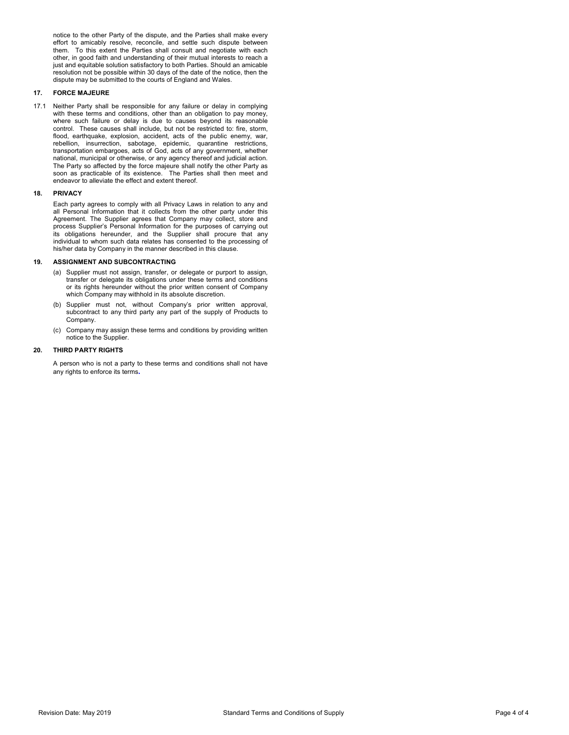notice to the other Party of the dispute, and the Parties shall make every effort to amicably resolve, reconcile, and settle such dispute between them. To this extent the Parties shall consult and negotiate with each other, in good faith and understanding of their mutual interests to reach a just and equitable solution satisfactory to both Parties. Should an amicable resolution not be possible within 30 days of the date of the notice, then the dispute may be submitted to the courts of England and Wales.

## 17. FORCE MAJEURE

17.1 Neither Party shall be responsible for any failure or delay in complying with these terms and conditions, other than an obligation to pay money, where such failure or delay is due to causes beyond its reasonable control. These causes shall include, but not be restricted to: fire, storm, flood, earthquake, explosion, accident, acts of the public enemy, war, rebellion, insurrection, sabotage, epidemic, quarantine restrictions, transportation embargoes, acts of God, acts of any government, whether national, municipal or otherwise, or any agency thereof and judicial action. The Party so affected by the force majeure shall notify the other Party as soon as practicable of its existence. The Parties shall then meet and endeavor to alleviate the effect and extent thereof.

## 18. PRIVACY

Each party agrees to comply with all Privacy Laws in relation to any and all Personal Information that it collects from the other party under this Agreement. The Supplier agrees that Company may collect, store and process Supplier's Personal Information for the purposes of carrying out its obligations hereunder, and the Supplier shall procure that any individual to whom such data relates has consented to the processing of his/her data by Company in the manner described in this clause.

## 19. ASSIGNMENT AND SUBCONTRACTING

(a) Supplier must not assign, transfer, or delegate or purport to assign, transfer or delegate its obligations under these terms and conditions or its rights hereunder without the prior written consent of Company which Company may withhold in its absolute discretion.

(b) Supplier must not, without Company's prior written approval, subcontract to any third party any part of the supply of Products to Company.

(c) Company may assign these terms and conditions by providing written notice to the Supplier.

## 20. THIRD PARTY RIGHTS

A person who is not a party to these terms and conditions shall not have any rights to enforce its terms.